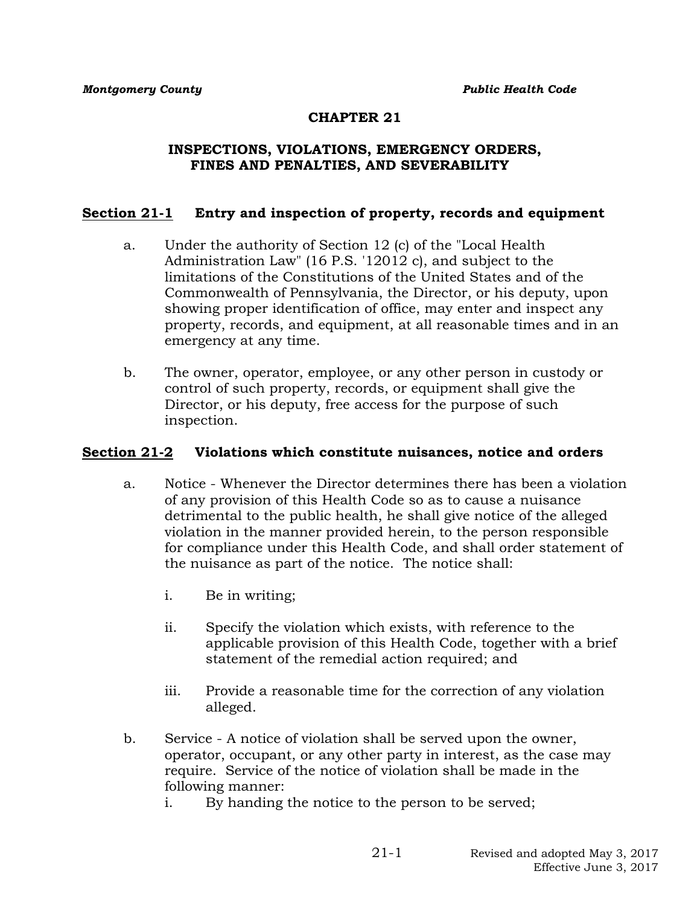# CHAPTER 21

## INSPECTIONS, VIOLATIONS, EMERGENCY ORDERS, FINES AND PENALTIES, AND SEVERABILITY

### Section 21-1 Entry and inspection of property, records and equipment

a. Under the authority of Section 12 (c) of the "Local Health Administration Law" (16 P.S. '12012 c), and subject to the limitations of the Constitutions of the United States and of the Commonwealth of Pennsylvania, the Director, or his deputy, upon showing proper identification of office, may enter and inspect any property, records, and equipment, at all reasonable times and in an emergency at any time.

b. The owner, operator, employee, or any other person in custody or control of such property, records, or equipment shall give the Director, or his deputy, free access for the purpose of such inspection.

### Section 21-2 Violations which constitute nuisances, notice and orders

a. Notice - Whenever the Director determines there has been a violation of any provision of this Health Code so as to cause a nuisance detrimental to the public health, he shall give notice of the alleged violation in the manner provided herein, to the person responsible for compliance under this Health Code, and shall order statement of the nuisance as part of the notice. The notice shall:

   i. Be in writing;

   ii. Specify the violation which exists, with reference to the applicable provision of this Health Code, together with a brief statement of the remedial action required; and

   iii. Provide a reasonable time for the correction of any violation alleged.

b. Service - A notice of violation shall be served upon the owner, operator, occupant, or any other party in interest, as the case may require. Service of the notice of violation shall be made in the following manner:

   i. By handing the notice to the person to be served;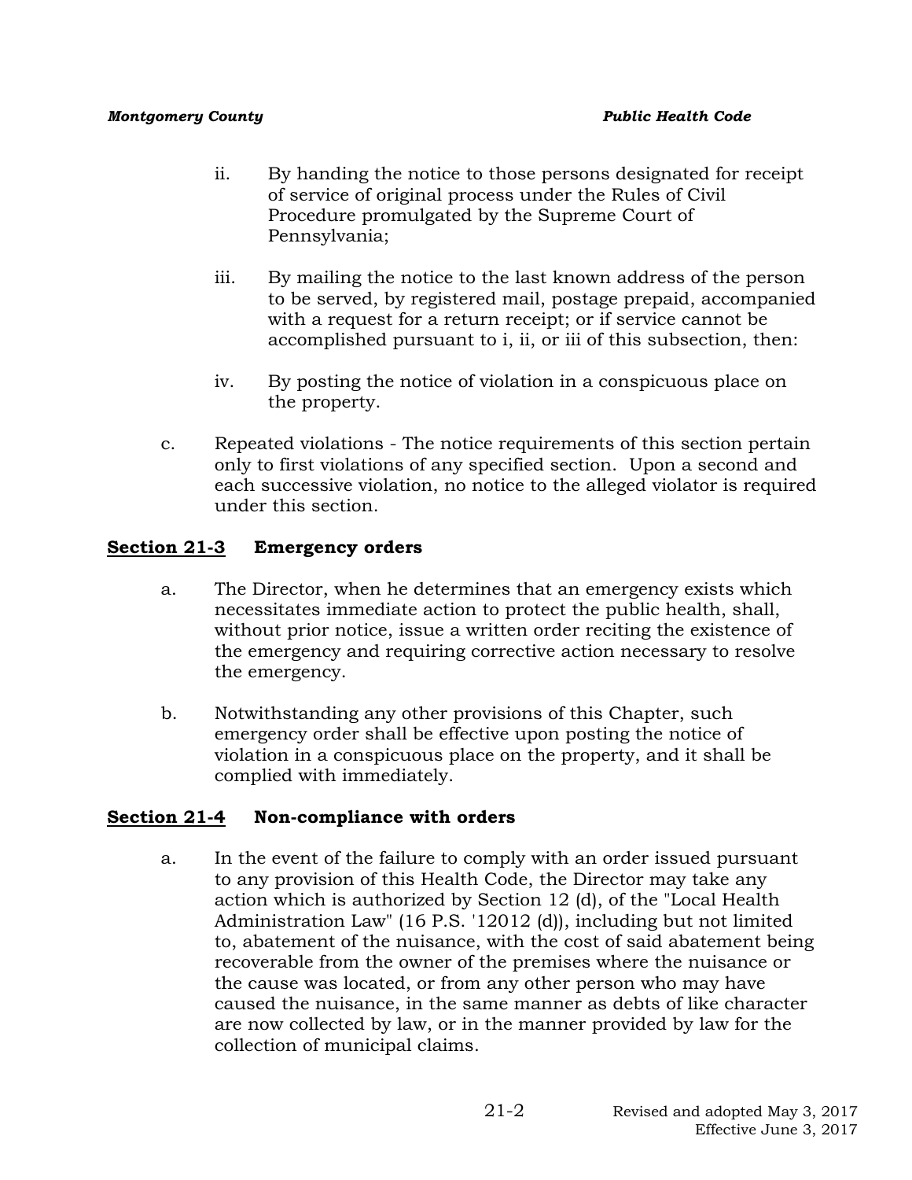ii. By handing the notice to those persons designated for receipt of service of original process under the Rules of Civil Procedure promulgated by the Supreme Court of Pennsylvania;

iii. By mailing the notice to the last known address of the person to be served, by registered mail, postage prepaid, accompanied with a request for a return receipt; or if service cannot be accomplished pursuant to i, ii, or iii of this subsection, then:

iv. By posting the notice of violation in a conspicuous place on the property.

c. Repeated violations - The notice requirements of this section pertain only to first violations of any specified section. Upon a second and each successive violation, no notice to the alleged violator is required under this section.

## <u>Section 21-3</u> Emergency orders

a. The Director, when he determines that an emergency exists which necessitates immediate action to protect the public health, shall, without prior notice, issue a written order reciting the existence of the emergency and requiring corrective action necessary to resolve the emergency.

b. Notwithstanding any other provisions of this Chapter, such emergency order shall be effective upon posting the notice of violation in a conspicuous place on the property, and it shall be complied with immediately.

## <u>Section 21-4</u> Non-compliance with orders

a. In the event of the failure to comply with an order issued pursuant to any provision of this Health Code, the Director may take any action which is authorized by Section 12 (d), of the "Local Health Administration Law" (16 P.S. '12012 (d)), including but not limited to, abatement of the nuisance, with the cost of said abatement being recoverable from the owner of the premises where the nuisance or the cause was located, or from any other person who may have caused the nuisance, in the same manner as debts of like character are now collected by law, or in the manner provided by law for the collection of municipal claims.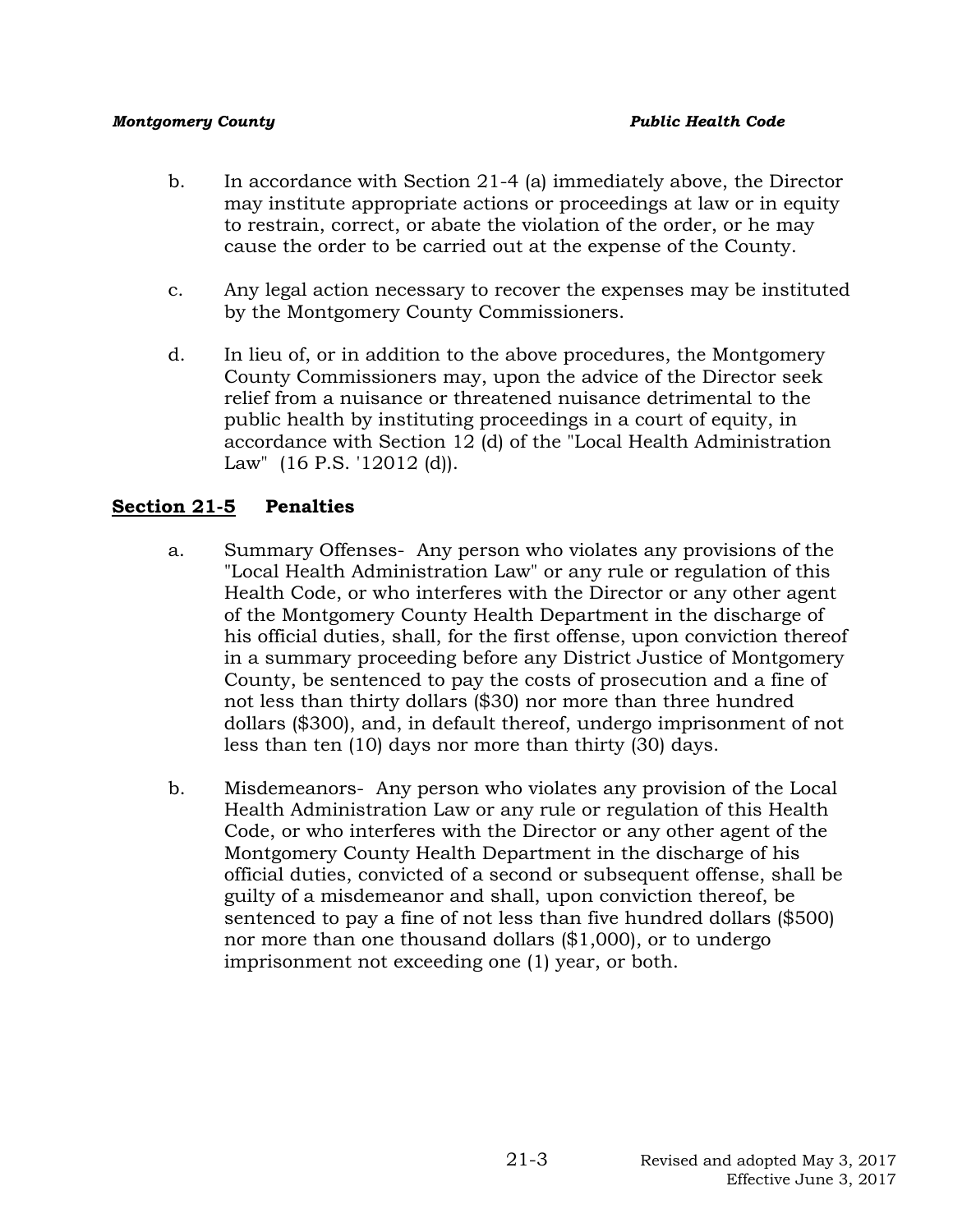b. In accordance with Section 21-4 (a) immediately above, the Director may institute appropriate actions or proceedings at law or in equity to restrain, correct, or abate the violation of the order, or he may cause the order to be carried out at the expense of the County.

c. Any legal action necessary to recover the expenses may be instituted by the Montgomery County Commissioners.

d. In lieu of, or in addition to the above procedures, the Montgomery County Commissioners may, upon the advice of the Director seek relief from a nuisance or threatened nuisance detrimental to the public health by instituting proceedings in a court of equity, in accordance with Section 12 (d) of the "Local Health Administration Law" (16 P.S. '12012 (d)).

## **Section 21-5** Penalties

a. Summary Offenses- Any person who violates any provisions of the "Local Health Administration Law" or any rule or regulation of this Health Code, or who interferes with the Director or any other agent of the Montgomery County Health Department in the discharge of his official duties, shall, for the first offense, upon conviction thereof in a summary proceeding before any District Justice of Montgomery County, be sentenced to pay the costs of prosecution and a fine of not less than thirty dollars ($30) nor more than three hundred dollars ($300), and, in default thereof, undergo imprisonment of not less than ten (10) days nor more than thirty (30) days.

b. Misdemeanors- Any person who violates any provision of the Local Health Administration Law or any rule or regulation of this Health Code, or who interferes with the Director or any other agent of the Montgomery County Health Department in the discharge of his official duties, convicted of a second or subsequent offense, shall be guilty of a misdemeanor and shall, upon conviction thereof, be sentenced to pay a fine of not less than five hundred dollars ($500) nor more than one thousand dollars ($1,000), or to undergo imprisonment not exceeding one (1) year, or both.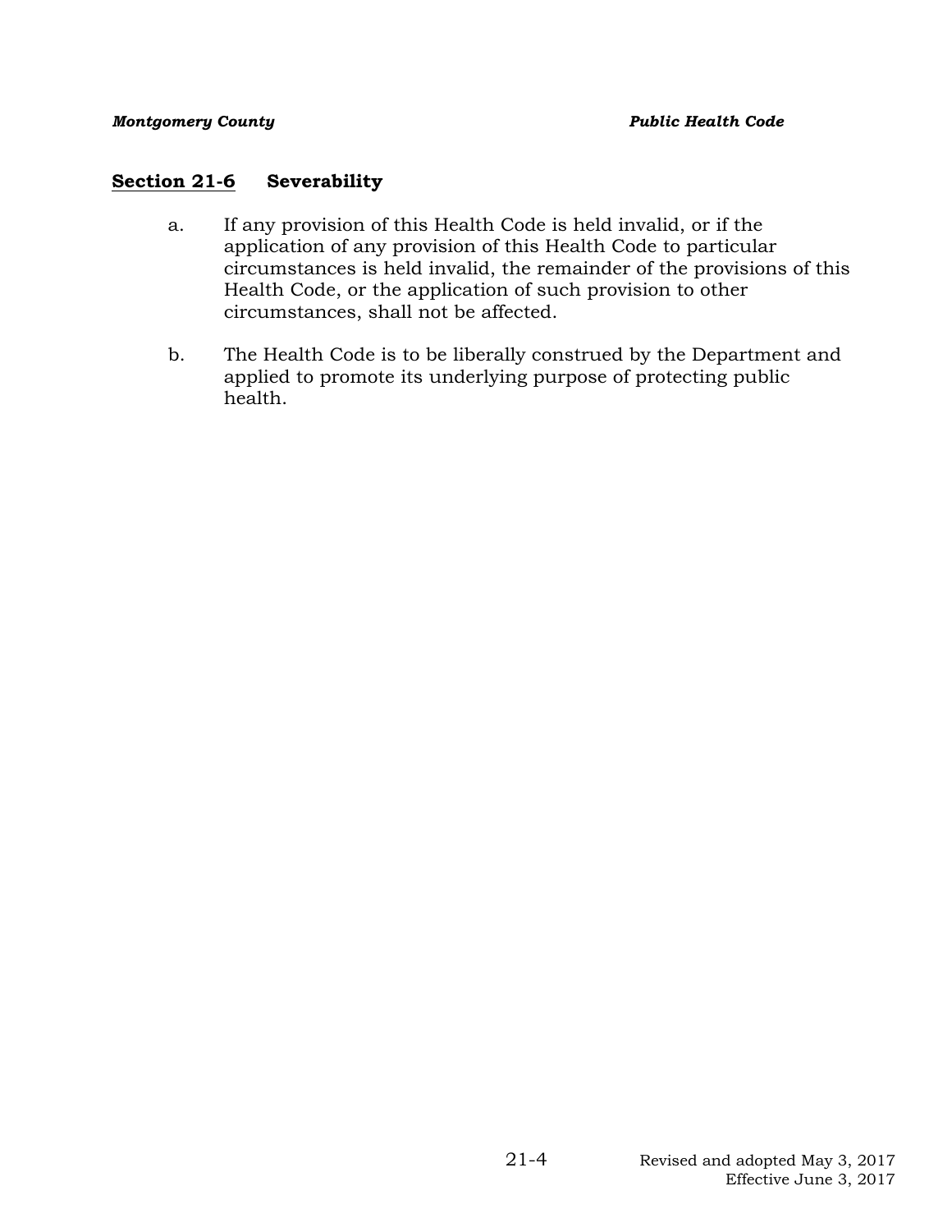## Section 21-6 Severability

a. If any provision of this Health Code is held invalid, or if the application of any provision of this Health Code to particular circumstances is held invalid, the remainder of the provisions of this Health Code, or the application of such provision to other circumstances, shall not be affected.

b. The Health Code is to be liberally construed by the Department and applied to promote its underlying purpose of protecting public health.